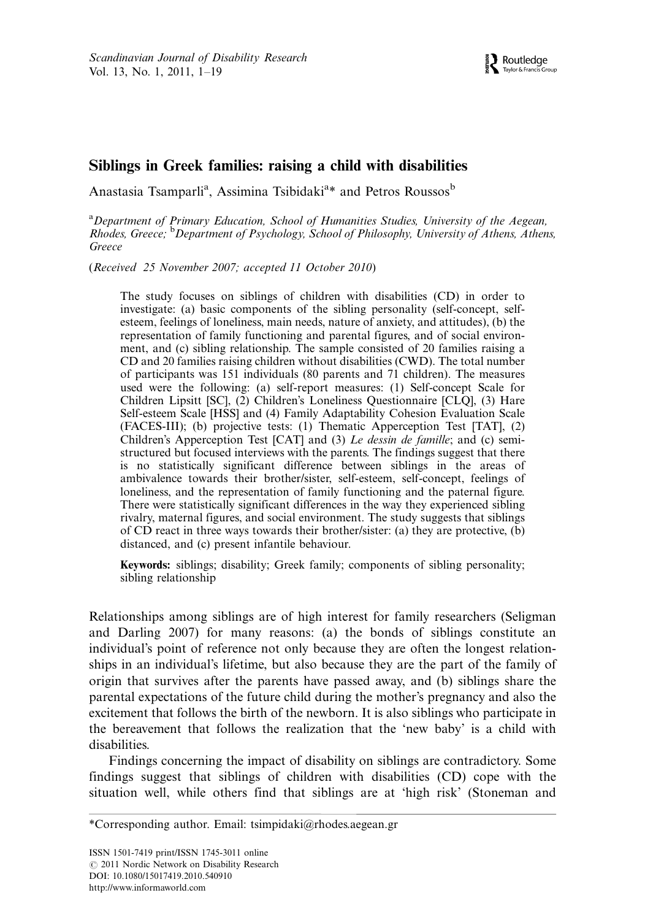# Siblings in Greek families: raising a child with disabilities

Anastasia Tsamparli[a], Assimina Tsibidaki[a]* and Petros Roussos[b]

[a]*Department of Primary Education, School of Humanities Studies, University of the Aegean, Rhodes, Greece;* [b]*Department of Psychology, School of Philosophy, University of Athens, Athens, Greece*

(*Received 25 November 2007; accepted 11 October 2010*)

The study focuses on siblings of children with disabilities (CD) in order to investigate: (a) basic components of the sibling personality (self-concept, self-esteem, feelings of loneliness, main needs, nature of anxiety, and attitudes), (b) the representation of family functioning and parental figures, and of social environment, and (c) sibling relationship. The sample consisted of 20 families raising a CD and 20 families raising children without disabilities (CWD). The total number of participants was 151 individuals (80 parents and 71 children). The measures used were the following: (a) self-report measures: (1) Self-concept Scale for Children Lipsitt [SC], (2) Children's Loneliness Questionnaire [CLQ], (3) Hare Self-esteem Scale [HSS] and (4) Family Adaptability Cohesion Evaluation Scale (FACES-III); (b) projective tests: (1) Thematic Apperception Test [TAT], (2) Children's Apperception Test [CAT] and (3) *Le dessin de famille*; and (c) semi-structured but focused interviews with the parents. The findings suggest that there is no statistically significant difference between siblings in the areas of ambivalence towards their brother/sister, self-esteem, self-concept, feelings of loneliness, and the representation of family functioning and the paternal figure. There were statistically significant differences in the way they experienced sibling rivalry, maternal figures, and social environment. The study suggests that siblings of CD react in three ways towards their brother/sister: (a) they are protective, (b) distanced, and (c) present infantile behaviour.

**Keywords:** siblings; disability; Greek family; components of sibling personality; sibling relationship

Relationships among siblings are of high interest for family researchers (Seligman and Darling 2007) for many reasons: (a) the bonds of siblings constitute an individual's point of reference not only because they are often the longest relationships in an individual's lifetime, but also because they are the part of the family of origin that survives after the parents have passed away, and (b) siblings share the parental expectations of the future child during the mother's pregnancy and also the excitement that follows the birth of the newborn. It is also siblings who participate in the bereavement that follows the realization that the 'new baby' is a child with disabilities.

Findings concerning the impact of disability on siblings are contradictory. Some findings suggest that siblings of children with disabilities (CD) cope with the situation well, while others find that siblings are at 'high risk' (Stoneman and

---

*Corresponding author. Email: tsimpidaki@rhodes.aegean.gr

ISSN 1501-7419 print/ISSN 1745-3011 online
© 2011 Nordic Network on Disability Research
DOI: 10.1080/15017419.2010.540910
http://www.informaworld.com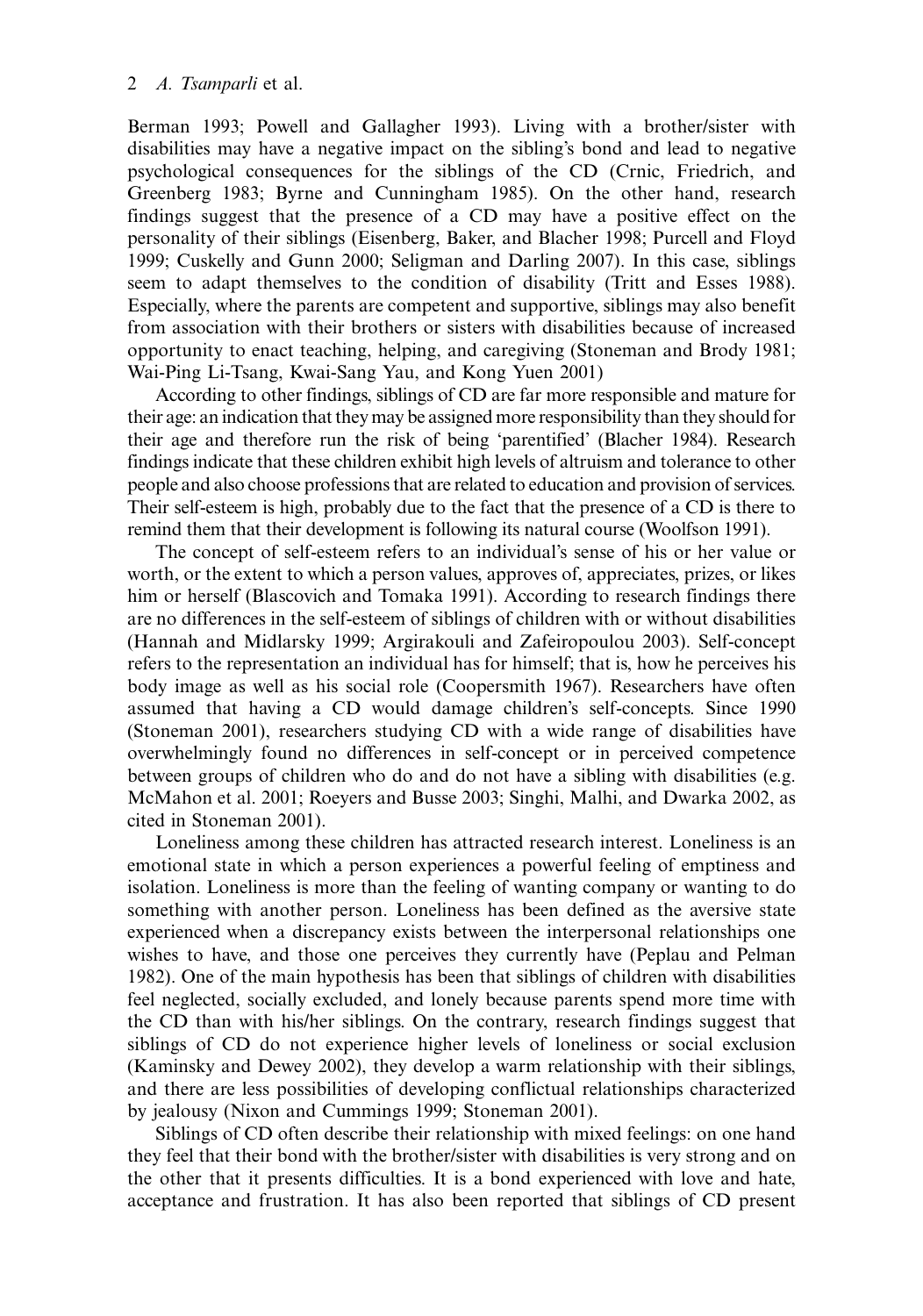Berman 1993; Powell and Gallagher 1993). Living with a brother/sister with disabilities may have a negative impact on the sibling's bond and lead to negative psychological consequences for the siblings of the CD (Crnic, Friedrich, and Greenberg 1983; Byrne and Cunningham 1985). On the other hand, research findings suggest that the presence of a CD may have a positive effect on the personality of their siblings (Eisenberg, Baker, and Blacher 1998; Purcell and Floyd 1999; Cuskelly and Gunn 2000; Seligman and Darling 2007). In this case, siblings seem to adapt themselves to the condition of disability (Tritt and Esses 1988). Especially, where the parents are competent and supportive, siblings may also benefit from association with their brothers or sisters with disabilities because of increased opportunity to enact teaching, helping, and caregiving (Stoneman and Brody 1981; Wai-Ping Li-Tsang, Kwai-Sang Yau, and Kong Yuen 2001)

According to other findings, siblings of CD are far more responsible and mature for their age: an indication that they may be assigned more responsibility than they should for their age and therefore run the risk of being 'parentified' (Blacher 1984). Research findings indicate that these children exhibit high levels of altruism and tolerance to other people and also choose professions that are related to education and provision of services. Their self-esteem is high, probably due to the fact that the presence of a CD is there to remind them that their development is following its natural course (Woolfson 1991).

The concept of self-esteem refers to an individual's sense of his or her value or worth, or the extent to which a person values, approves of, appreciates, prizes, or likes him or herself (Blascovich and Tomaka 1991). According to research findings there are no differences in the self-esteem of siblings of children with or without disabilities (Hannah and Midlarsky 1999; Argirakouli and Zafeiropoulou 2003). Self-concept refers to the representation an individual has for himself; that is, how he perceives his body image as well as his social role (Coopersmith 1967). Researchers have often assumed that having a CD would damage children's self-concepts. Since 1990 (Stoneman 2001), researchers studying CD with a wide range of disabilities have overwhelmingly found no differences in self-concept or in perceived competence between groups of children who do and do not have a sibling with disabilities (e.g. McMahon et al. 2001; Roeyers and Busse 2003; Singhi, Malhi, and Dwarka 2002, as cited in Stoneman 2001).

Loneliness among these children has attracted research interest. Loneliness is an emotional state in which a person experiences a powerful feeling of emptiness and isolation. Loneliness is more than the feeling of wanting company or wanting to do something with another person. Loneliness has been defined as the aversive state experienced when a discrepancy exists between the interpersonal relationships one wishes to have, and those one perceives they currently have (Peplau and Pelman 1982). One of the main hypothesis has been that siblings of children with disabilities feel neglected, socially excluded, and lonely because parents spend more time with the CD than with his/her siblings. On the contrary, research findings suggest that siblings of CD do not experience higher levels of loneliness or social exclusion (Kaminsky and Dewey 2002), they develop a warm relationship with their siblings, and there are less possibilities of developing conflictual relationships characterized by jealousy (Nixon and Cummings 1999; Stoneman 2001).

Siblings of CD often describe their relationship with mixed feelings: on one hand they feel that their bond with the brother/sister with disabilities is very strong and on the other that it presents difficulties. It is a bond experienced with love and hate, acceptance and frustration. It has also been reported that siblings of CD present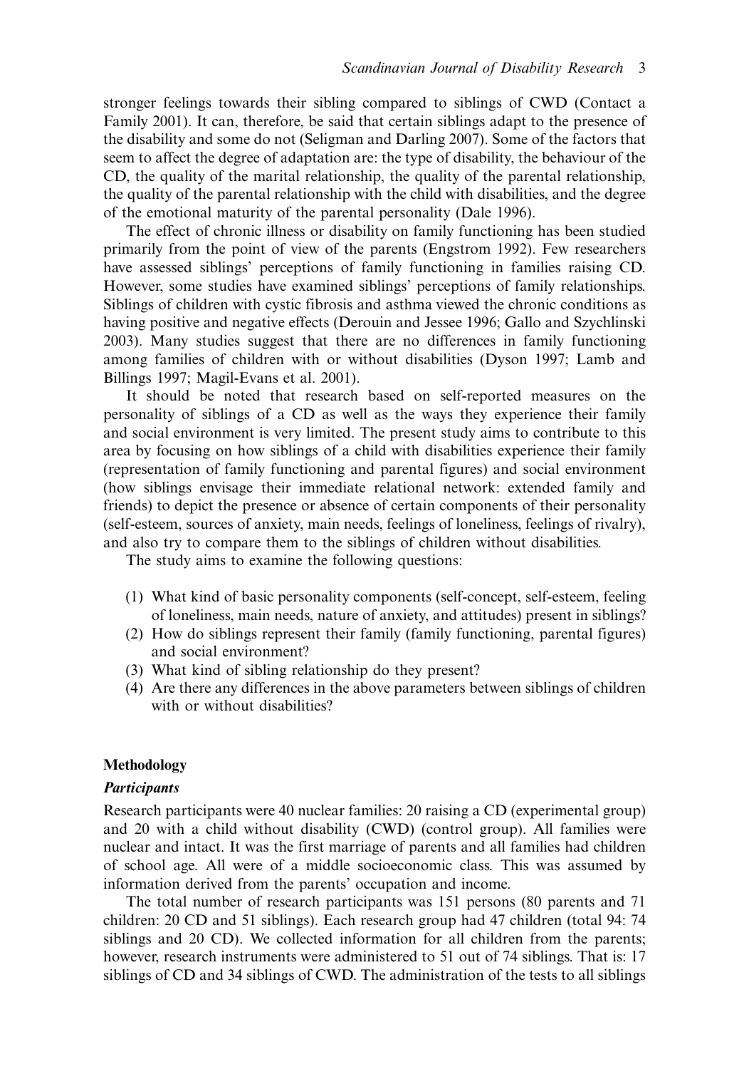stronger feelings towards their sibling compared to siblings of CWD (Contact a Family 2001). It can, therefore, be said that certain siblings adapt to the presence of the disability and some do not (Seligman and Darling 2007). Some of the factors that seem to affect the degree of adaptation are: the type of disability, the behaviour of the CD, the quality of the marital relationship, the quality of the parental relationship, the quality of the parental relationship with the child with disabilities, and the degree of the emotional maturity of the parental personality (Dale 1996).

The effect of chronic illness or disability on family functioning has been studied primarily from the point of view of the parents (Engstrom 1992). Few researchers have assessed siblings' perceptions of family functioning in families raising CD. However, some studies have examined siblings' perceptions of family relationships. Siblings of children with cystic fibrosis and asthma viewed the chronic conditions as having positive and negative effects (Derouin and Jessee 1996; Gallo and Szychlinski 2003). Many studies suggest that there are no differences in family functioning among families of children with or without disabilities (Dyson 1997; Lamb and Billings 1997; Magil-Evans et al. 2001).

It should be noted that research based on self-reported measures on the personality of siblings of a CD as well as the ways they experience their family and social environment is very limited. The present study aims to contribute to this area by focusing on how siblings of a child with disabilities experience their family (representation of family functioning and parental figures) and social environment (how siblings envisage their immediate relational network: extended family and friends) to depict the presence or absence of certain components of their personality (self-esteem, sources of anxiety, main needs, feelings of loneliness, feelings of rivalry), and also try to compare them to the siblings of children without disabilities.

The study aims to examine the following questions:

(1) What kind of basic personality components (self-concept, self-esteem, feeling of loneliness, main needs, nature of anxiety, and attitudes) present in siblings?
(2) How do siblings represent their family (family functioning, parental figures) and social environment?
(3) What kind of sibling relationship do they present?
(4) Are there any differences in the above parameters between siblings of children with or without disabilities?

## Methodology

### *Participants*

Research participants were 40 nuclear families: 20 raising a CD (experimental group) and 20 with a child without disability (CWD) (control group). All families were nuclear and intact. It was the first marriage of parents and all families had children of school age. All were of a middle socioeconomic class. This was assumed by information derived from the parents' occupation and income.

The total number of research participants was 151 persons (80 parents and 71 children: 20 CD and 51 siblings). Each research group had 47 children (total 94: 74 siblings and 20 CD). We collected information for all children from the parents; however, research instruments were administered to 51 out of 74 siblings. That is: 17 siblings of CD and 34 siblings of CWD. The administration of the tests to all siblings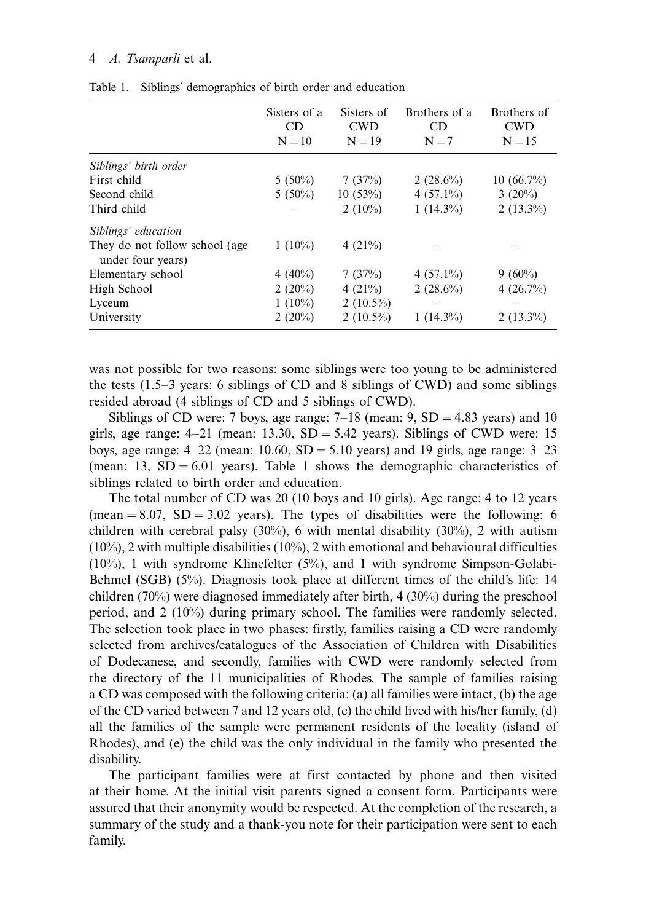Table 1. Siblings' demographics of birth order and education

| | Sisters of a CD N = 10 | Sisters of CWD N = 19 | Brothers of a CD N = 7 | Brothers of CWD N = 15 |
|---|---|---|---|---|
| *Siblings' birth order* | | | | |
| First child | 5 (50%) | 7 (37%) | 2 (28.6%) | 10 (66.7%) |
| Second child | 5 (50%) | 10 (53%) | 4 (57.1%) | 3 (20%) |
| Third child | – | 2 (10%) | 1 (14.3%) | 2 (13.3%) |
| *Siblings' education* | | | | |
| They do not follow school (age under four years) | 1 (10%) | 4 (21%) | – | – |
| Elementary school | 4 (40%) | 7 (37%) | 4 (57.1%) | 9 (60%) |
| High School | 2 (20%) | 4 (21%) | 2 (28.6%) | 4 (26.7%) |
| Lyceum | 1 (10%) | 2 (10.5%) | – | – |
| University | 2 (20%) | 2 (10.5%) | 1 (14.3%) | 2 (13.3%) |

was not possible for two reasons: some siblings were too young to be administered the tests (1.5–3 years: 6 siblings of CD and 8 siblings of CWD) and some siblings resided abroad (4 siblings of CD and 5 siblings of CWD).

Siblings of CD were: 7 boys, age range: 7–18 (mean: 9, SD = 4.83 years) and 10 girls, age range: 4–21 (mean: 13.30, SD = 5.42 years). Siblings of CWD were: 15 boys, age range: 4–22 (mean: 10.60, SD = 5.10 years) and 19 girls, age range: 3–23 (mean: 13, SD = 6.01 years). Table 1 shows the demographic characteristics of siblings related to birth order and education.

The total number of CD was 20 (10 boys and 10 girls). Age range: 4 to 12 years (mean = 8.07, SD = 3.02 years). The types of disabilities were the following: 6 children with cerebral palsy (30%), 6 with mental disability (30%), 2 with autism (10%), 2 with multiple disabilities (10%), 2 with emotional and behavioural difficulties (10%), 1 with syndrome Klinefelter (5%), and 1 with syndrome Simpson-Golabi-Behmel (SGB) (5%). Diagnosis took place at different times of the child's life: 14 children (70%) were diagnosed immediately after birth, 4 (30%) during the preschool period, and 2 (10%) during primary school. The families were randomly selected. The selection took place in two phases: firstly, families raising a CD were randomly selected from archives/catalogues of the Association of Children with Disabilities of Dodecanese, and secondly, families with CWD were randomly selected from the directory of the 11 municipalities of Rhodes. The sample of families raising a CD was composed with the following criteria: (a) all families were intact, (b) the age of the CD varied between 7 and 12 years old, (c) the child lived with his/her family, (d) all the families of the sample were permanent residents of the locality (island of Rhodes), and (e) the child was the only individual in the family who presented the disability.

The participant families were at first contacted by phone and then visited at their home. At the initial visit parents signed a consent form. Participants were assured that their anonymity would be respected. At the completion of the research, a summary of the study and a thank-you note for their participation were sent to each family.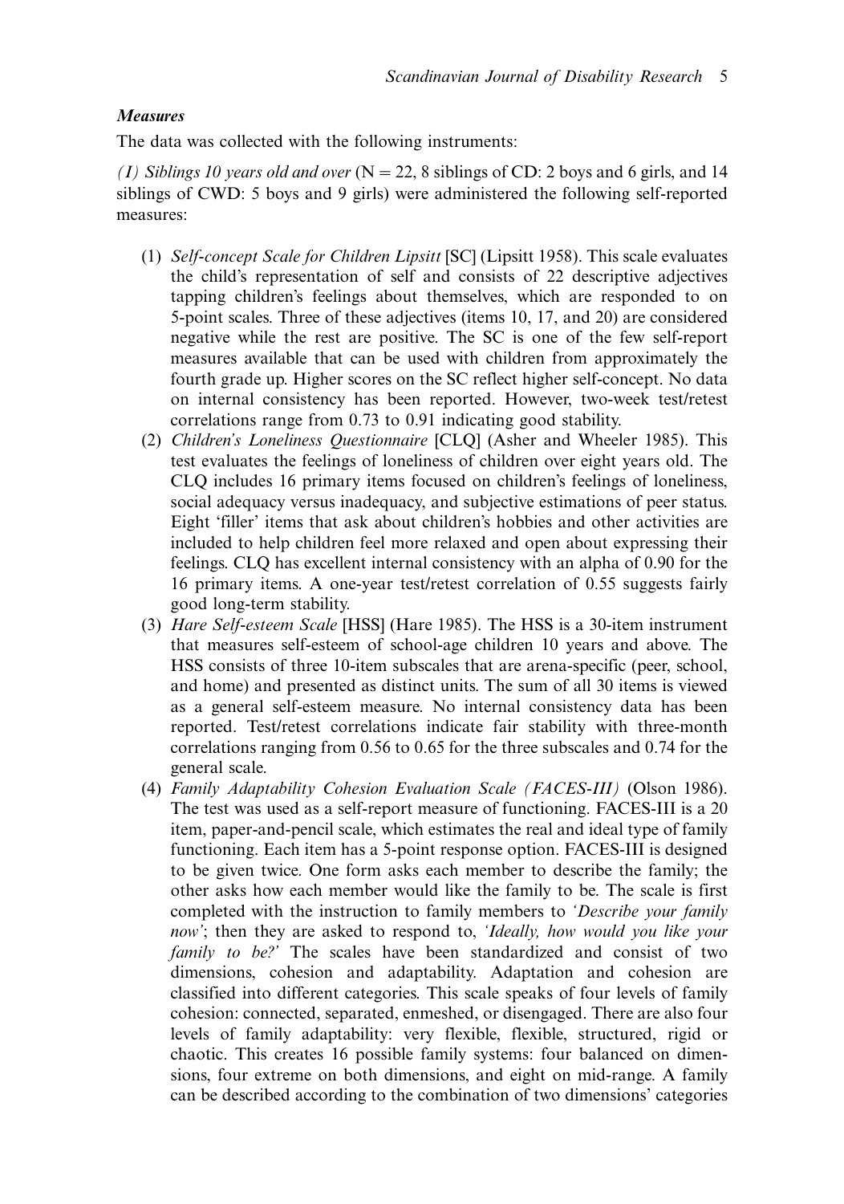### *Measures*

The data was collected with the following instruments:

*(I) Siblings 10 years old and over* (N = 22, 8 siblings of CD: 2 boys and 6 girls, and 14 siblings of CWD: 5 boys and 9 girls) were administered the following self-reported measures:

1. *Self-concept Scale for Children Lipsitt* [SC] (Lipsitt 1958). This scale evaluates the child's representation of self and consists of 22 descriptive adjectives tapping children's feelings about themselves, which are responded to on 5-point scales. Three of these adjectives (items 10, 17, and 20) are considered negative while the rest are positive. The SC is one of the few self-report measures available that can be used with children from approximately the fourth grade up. Higher scores on the SC reflect higher self-concept. No data on internal consistency has been reported. However, two-week test/retest correlations range from 0.73 to 0.91 indicating good stability.
2. *Children's Loneliness Questionnaire* [CLQ] (Asher and Wheeler 1985). This test evaluates the feelings of loneliness of children over eight years old. The CLQ includes 16 primary items focused on children's feelings of loneliness, social adequacy versus inadequacy, and subjective estimations of peer status. Eight 'filler' items that ask about children's hobbies and other activities are included to help children feel more relaxed and open about expressing their feelings. CLQ has excellent internal consistency with an alpha of 0.90 for the 16 primary items. A one-year test/retest correlation of 0.55 suggests fairly good long-term stability.
3. *Hare Self-esteem Scale* [HSS] (Hare 1985). The HSS is a 30-item instrument that measures self-esteem of school-age children 10 years and above. The HSS consists of three 10-item subscales that are arena-specific (peer, school, and home) and presented as distinct units. The sum of all 30 items is viewed as a general self-esteem measure. No internal consistency data has been reported. Test/retest correlations indicate fair stability with three-month correlations ranging from 0.56 to 0.65 for the three subscales and 0.74 for the general scale.
4. *Family Adaptability Cohesion Evaluation Scale (FACES-III)* (Olson 1986). The test was used as a self-report measure of functioning. FACES-III is a 20 item, paper-and-pencil scale, which estimates the real and ideal type of family functioning. Each item has a 5-point response option. FACES-III is designed to be given twice. One form asks each member to describe the family; the other asks how each member would like the family to be. The scale is first completed with the instruction to family members to *'Describe your family now'*; then they are asked to respond to, *'Ideally, how would you like your family to be?'* The scales have been standardized and consist of two dimensions, cohesion and adaptability. Adaptation and cohesion are classified into different categories. This scale speaks of four levels of family cohesion: connected, separated, enmeshed, or disengaged. There are also four levels of family adaptability: very flexible, flexible, structured, rigid or chaotic. This creates 16 possible family systems: four balanced on dimensions, four extreme on both dimensions, and eight on mid-range. A family can be described according to the combination of two dimensions' categories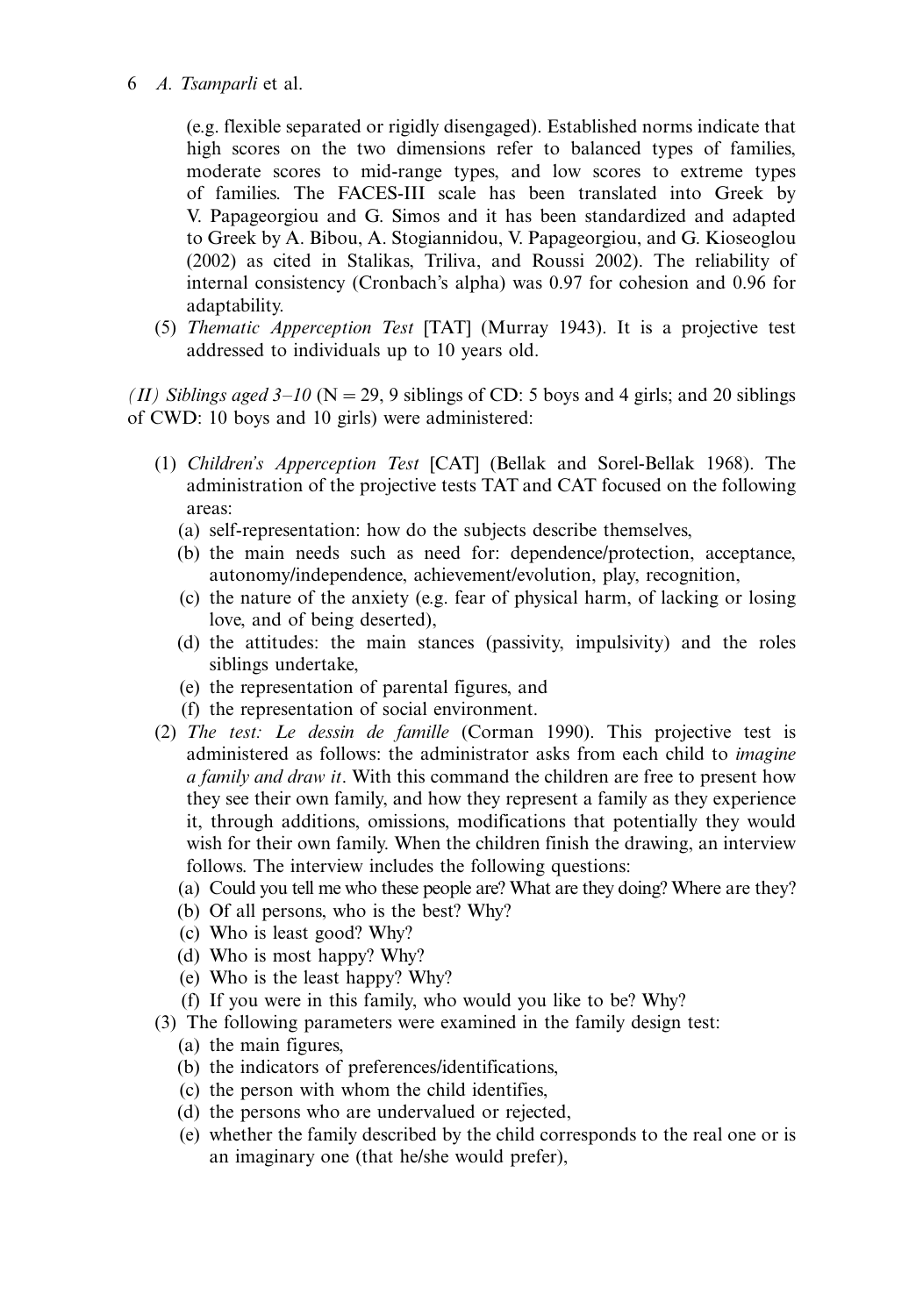(e.g. flexible separated or rigidly disengaged). Established norms indicate that high scores on the two dimensions refer to balanced types of families, moderate scores to mid-range types, and low scores to extreme types of families. The FACES-III scale has been translated into Greek by V. Papageorgiou and G. Simos and it has been standardized and adapted to Greek by A. Bibou, A. Stogiannidou, V. Papageorgiou, and G. Kioseoglou (2002) as cited in Stalikas, Triliva, and Roussi 2002). The reliability of internal consistency (Cronbach's alpha) was 0.97 for cohesion and 0.96 for adaptability.

(5) *Thematic Apperception Test* [TAT] (Murray 1943). It is a projective test addressed to individuals up to 10 years old.

*(II) Siblings aged 3–10* (N = 29, 9 siblings of CD: 5 boys and 4 girls; and 20 siblings of CWD: 10 boys and 10 girls) were administered:

(1) *Children's Apperception Test* [CAT] (Bellak and Sorel-Bellak 1968). The administration of the projective tests TAT and CAT focused on the following areas:
   - (a) self-representation: how do the subjects describe themselves,
   - (b) the main needs such as need for: dependence/protection, acceptance, autonomy/independence, achievement/evolution, play, recognition,
   - (c) the nature of the anxiety (e.g. fear of physical harm, of lacking or losing love, and of being deserted),
   - (d) the attitudes: the main stances (passivity, impulsivity) and the roles siblings undertake,
   - (e) the representation of parental figures, and
   - (f) the representation of social environment.

(2) *The test: Le dessin de famille* (Corman 1990). This projective test is administered as follows: the administrator asks from each child to *imagine a family and draw it*. With this command the children are free to present how they see their own family, and how they represent a family as they experience it, through additions, omissions, modifications that potentially they would wish for their own family. When the children finish the drawing, an interview follows. The interview includes the following questions:
   - (a) Could you tell me who these people are? What are they doing? Where are they?
   - (b) Of all persons, who is the best? Why?
   - (c) Who is least good? Why?
   - (d) Who is most happy? Why?
   - (e) Who is the least happy? Why?
   - (f) If you were in this family, who would you like to be? Why?

(3) The following parameters were examined in the family design test:
   - (a) the main figures,
   - (b) the indicators of preferences/identifications,
   - (c) the person with whom the child identifies,
   - (d) the persons who are undervalued or rejected,
   - (e) whether the family described by the child corresponds to the real one or is an imaginary one (that he/she would prefer),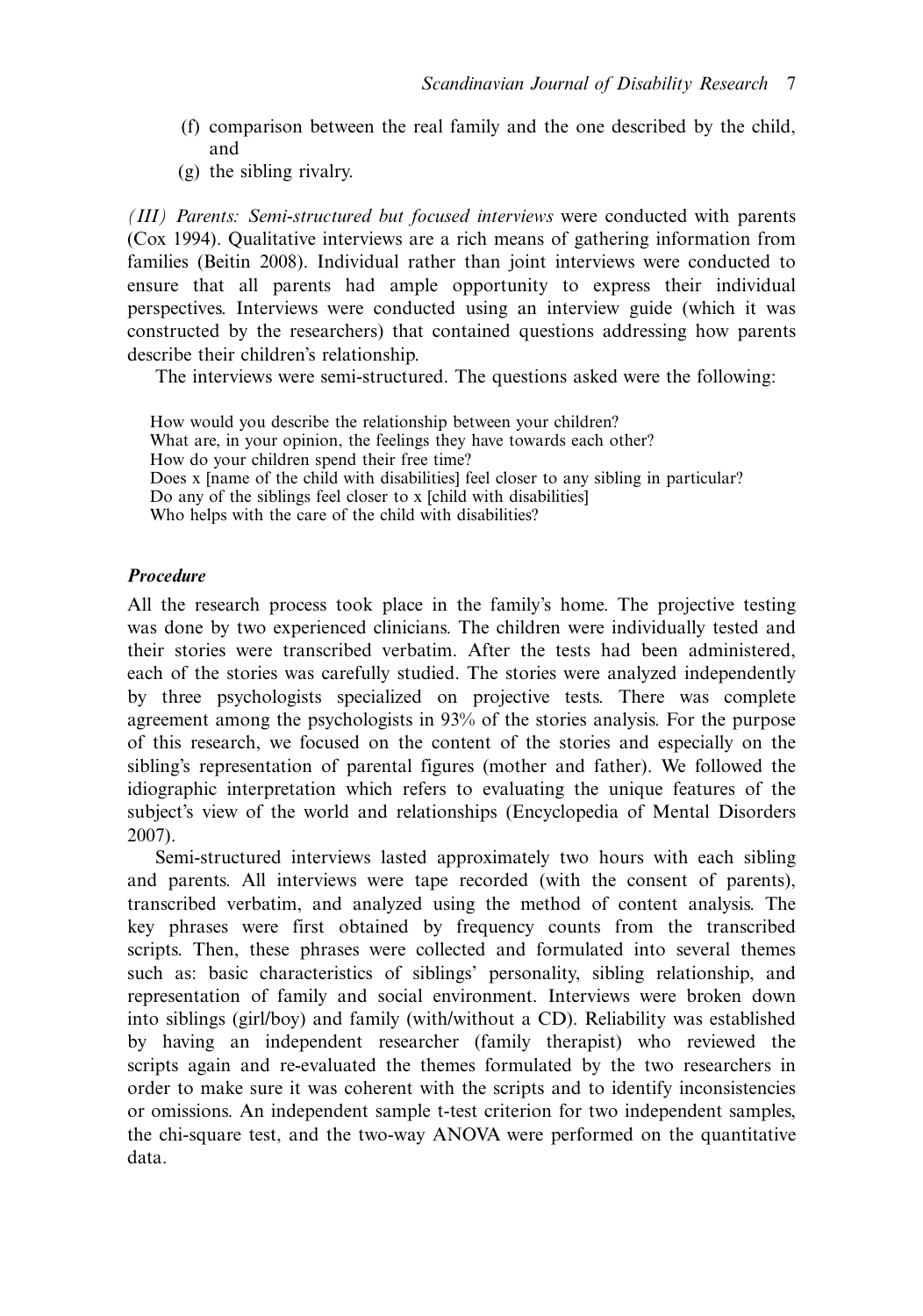(f) comparison between the real family and the one described by the child, and
(g) the sibling rivalry.

*(III) Parents: Semi-structured but focused interviews* were conducted with parents (Cox 1994). Qualitative interviews are a rich means of gathering information from families (Beitin 2008). Individual rather than joint interviews were conducted to ensure that all parents had ample opportunity to express their individual perspectives. Interviews were conducted using an interview guide (which it was constructed by the researchers) that contained questions addressing how parents describe their children's relationship.

The interviews were semi-structured. The questions asked were the following:

How would you describe the relationship between your children?
What are, in your opinion, the feelings they have towards each other?
How do your children spend their free time?
Does x [name of the child with disabilities] feel closer to any sibling in particular?
Do any of the siblings feel closer to x [child with disabilities]
Who helps with the care of the child with disabilities?

### *Procedure*

All the research process took place in the family's home. The projective testing was done by two experienced clinicians. The children were individually tested and their stories were transcribed verbatim. After the tests had been administered, each of the stories was carefully studied. The stories were analyzed independently by three psychologists specialized on projective tests. There was complete agreement among the psychologists in 93% of the stories analysis. For the purpose of this research, we focused on the content of the stories and especially on the sibling's representation of parental figures (mother and father). We followed the idiographic interpretation which refers to evaluating the unique features of the subject's view of the world and relationships (Encyclopedia of Mental Disorders 2007).

Semi-structured interviews lasted approximately two hours with each sibling and parents. All interviews were tape recorded (with the consent of parents), transcribed verbatim, and analyzed using the method of content analysis. The key phrases were first obtained by frequency counts from the transcribed scripts. Then, these phrases were collected and formulated into several themes such as: basic characteristics of siblings' personality, sibling relationship, and representation of family and social environment. Interviews were broken down into siblings (girl/boy) and family (with/without a CD). Reliability was established by having an independent researcher (family therapist) who reviewed the scripts again and re-evaluated the themes formulated by the two researchers in order to make sure it was coherent with the scripts and to identify inconsistencies or omissions. An independent sample t-test criterion for two independent samples, the chi-square test, and the two-way ANOVA were performed on the quantitative data.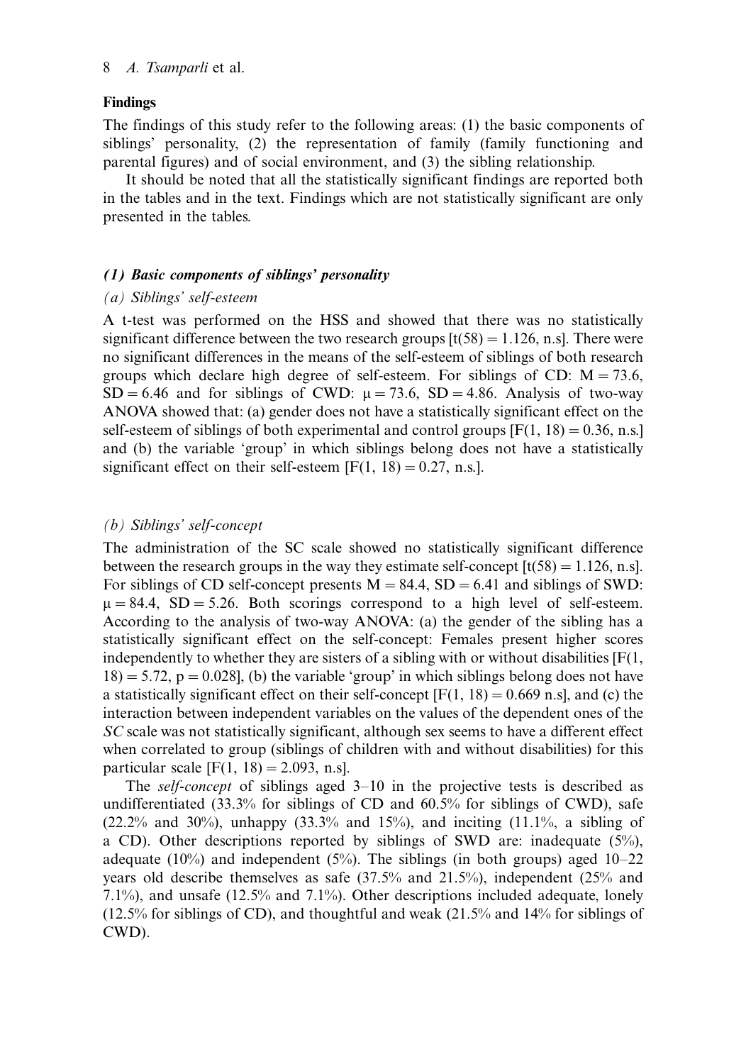## Findings

The findings of this study refer to the following areas: (1) the basic components of siblings' personality, (2) the representation of family (family functioning and parental figures) and of social environment, and (3) the sibling relationship.

It should be noted that all the statistically significant findings are reported both in the tables and in the text. Findings which are not statistically significant are only presented in the tables.

### *(1) Basic components of siblings' personality*

#### *(a) Siblings' self-esteem*

A t-test was performed on the HSS and showed that there was no statistically significant difference between the two research groups [$t(58) = 1.126$, n.s]. There were no significant differences in the means of the self-esteem of siblings of both research groups which declare high degree of self-esteem. For siblings of CD: $M = 73.6$, $SD = 6.46$ and for siblings of CWD: $\mu = 73.6$, $SD = 4.86$. Analysis of two-way ANOVA showed that: (a) gender does not have a statistically significant effect on the self-esteem of siblings of both experimental and control groups [$F(1, 18) = 0.36$, n.s.] and (b) the variable 'group' in which siblings belong does not have a statistically significant effect on their self-esteem [$F(1, 18) = 0.27$, n.s.].

#### *(b) Siblings' self-concept*

The administration of the SC scale showed no statistically significant difference between the research groups in the way they estimate self-concept [$t(58) = 1.126$, n.s]. For siblings of CD self-concept presents $M = 84.4$, $SD = 6.41$ and siblings of SWD: $\mu = 84.4$, $SD = 5.26$. Both scorings correspond to a high level of self-esteem. According to the analysis of two-way ANOVA: (a) the gender of the sibling has a statistically significant effect on the self-concept: Females present higher scores independently to whether they are sisters of a sibling with or without disabilities [$F(1, 18) = 5.72$, $p = 0.028$], (b) the variable 'group' in which siblings belong does not have a statistically significant effect on their self-concept [$F(1, 18) = 0.669$ n.s], and (c) the interaction between independent variables on the values of the dependent ones of the *SC* scale was not statistically significant, although sex seems to have a different effect when correlated to group (siblings of children with and without disabilities) for this particular scale [$F(1, 18) = 2.093$, n.s].

The *self-concept* of siblings aged 3–10 in the projective tests is described as undifferentiated (33.3% for siblings of CD and 60.5% for siblings of CWD), safe (22.2% and 30%), unhappy (33.3% and 15%), and inciting (11.1%, a sibling of a CD). Other descriptions reported by siblings of SWD are: inadequate (5%), adequate (10%) and independent (5%). The siblings (in both groups) aged 10–22 years old describe themselves as safe (37.5% and 21.5%), independent (25% and 7.1%), and unsafe (12.5% and 7.1%). Other descriptions included adequate, lonely (12.5% for siblings of CD), and thoughtful and weak (21.5% and 14% for siblings of CWD).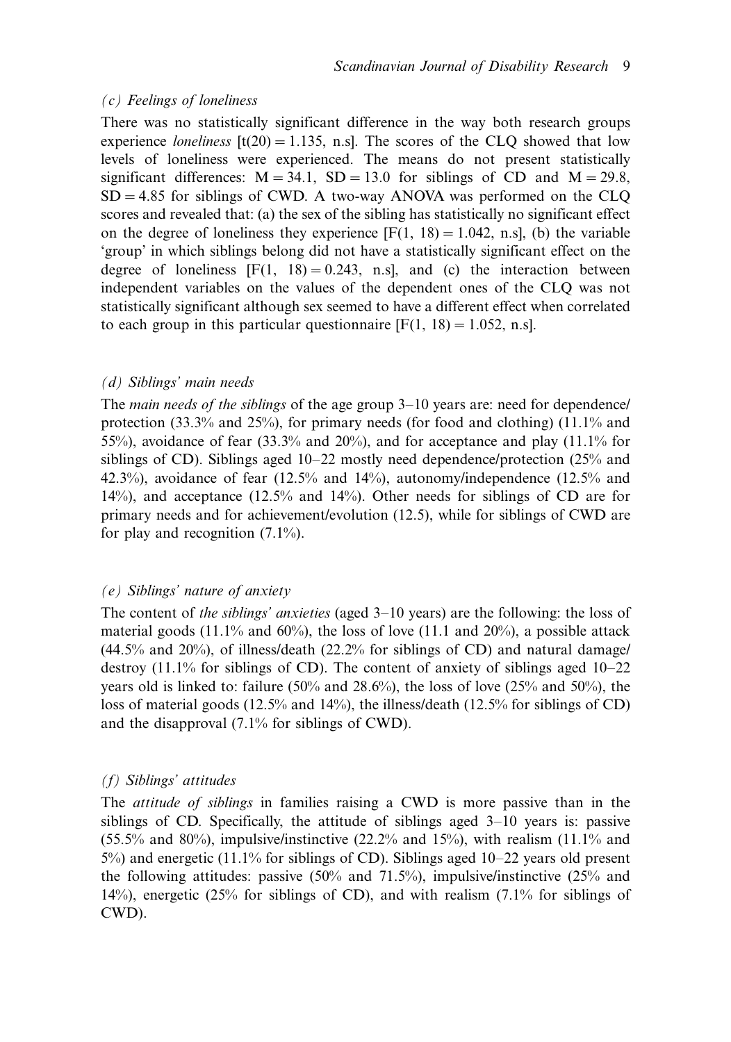### *(c) Feelings of loneliness*

There was no statistically significant difference in the way both research groups experience *loneliness* [$t(20) = 1.135$, n.s]. The scores of the CLQ showed that low levels of loneliness were experienced. The means do not present statistically significant differences: $M = 34.1$, $SD = 13.0$ for siblings of CD and $M = 29.8$, $SD = 4.85$ for siblings of CWD. A two-way ANOVA was performed on the CLQ scores and revealed that: (a) the sex of the sibling has statistically no significant effect on the degree of loneliness they experience [$F(1, 18) = 1.042$, n.s], (b) the variable 'group' in which siblings belong did not have a statistically significant effect on the degree of loneliness [$F(1, 18) = 0.243$, n.s], and (c) the interaction between independent variables on the values of the dependent ones of the CLQ was not statistically significant although sex seemed to have a different effect when correlated to each group in this particular questionnaire [$F(1, 18) = 1.052$, n.s].

### *(d) Siblings' main needs*

The *main needs of the siblings* of the age group 3–10 years are: need for dependence/protection (33.3% and 25%), for primary needs (for food and clothing) (11.1% and 55%), avoidance of fear (33.3% and 20%), and for acceptance and play (11.1% for siblings of CD). Siblings aged 10–22 mostly need dependence/protection (25% and 42.3%), avoidance of fear (12.5% and 14%), autonomy/independence (12.5% and 14%), and acceptance (12.5% and 14%). Other needs for siblings of CD are for primary needs and for achievement/evolution (12.5), while for siblings of CWD are for play and recognition (7.1%).

### *(e) Siblings' nature of anxiety*

The content of *the siblings' anxieties* (aged 3–10 years) are the following: the loss of material goods (11.1% and 60%), the loss of love (11.1 and 20%), a possible attack (44.5% and 20%), of illness/death (22.2% for siblings of CD) and natural damage/destroy (11.1% for siblings of CD). The content of anxiety of siblings aged 10–22 years old is linked to: failure (50% and 28.6%), the loss of love (25% and 50%), the loss of material goods (12.5% and 14%), the illness/death (12.5% for siblings of CD) and the disapproval (7.1% for siblings of CWD).

### *(f) Siblings' attitudes*

The *attitude of siblings* in families raising a CWD is more passive than in the siblings of CD. Specifically, the attitude of siblings aged 3–10 years is: passive (55.5% and 80%), impulsive/instinctive (22.2% and 15%), with realism (11.1% and 5%) and energetic (11.1% for siblings of CD). Siblings aged 10–22 years old present the following attitudes: passive (50% and 71.5%), impulsive/instinctive (25% and 14%), energetic (25% for siblings of CD), and with realism (7.1% for siblings of CWD).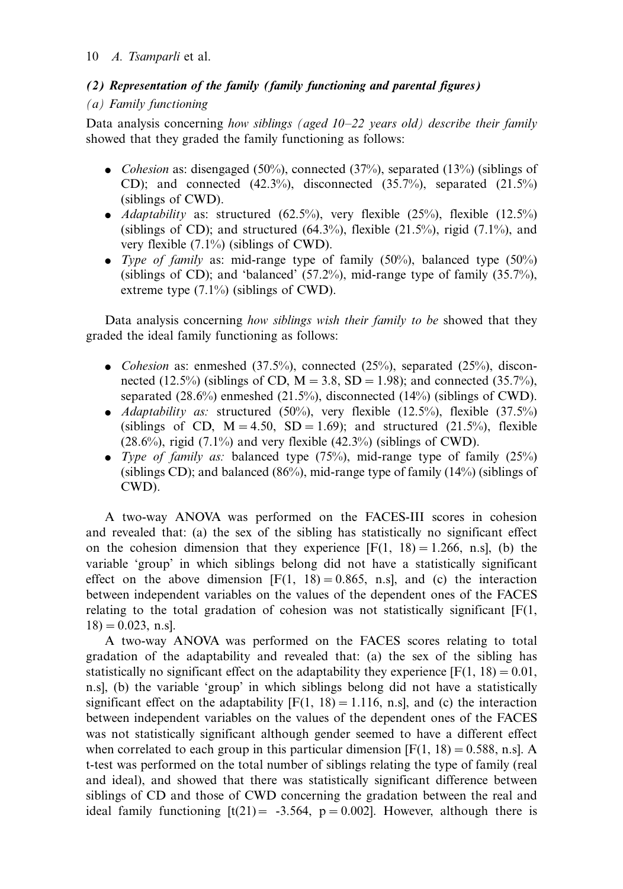### *(2) Representation of the family (family functioning and parental figures)*

*(a) Family functioning*

Data analysis concerning *how siblings (aged 10–22 years old) describe their family* showed that they graded the family functioning as follows:

- *Cohesion* as: disengaged (50%), connected (37%), separated (13%) (siblings of CD); and connected (42.3%), disconnected (35.7%), separated (21.5%) (siblings of CWD).
- *Adaptability* as: structured (62.5%), very flexible (25%), flexible (12.5%) (siblings of CD); and structured (64.3%), flexible (21.5%), rigid (7.1%), and very flexible (7.1%) (siblings of CWD).
- *Type of family* as: mid-range type of family (50%), balanced type (50%) (siblings of CD); and 'balanced' (57.2%), mid-range type of family (35.7%), extreme type (7.1%) (siblings of CWD).

Data analysis concerning *how siblings wish their family to be* showed that they graded the ideal family functioning as follows:

- *Cohesion* as: enmeshed (37.5%), connected (25%), separated (25%), disconnected (12.5%) (siblings of CD, $M = 3.8$, $SD = 1.98$); and connected (35.7%), separated (28.6%) enmeshed (21.5%), disconnected (14%) (siblings of CWD).
- *Adaptability as:* structured (50%), very flexible (12.5%), flexible (37.5%) (siblings of CD, $M = 4.50$, $SD = 1.69$); and structured (21.5%), flexible (28.6%), rigid (7.1%) and very flexible (42.3%) (siblings of CWD).
- *Type of family as:* balanced type (75%), mid-range type of family (25%) (siblings CD); and balanced (86%), mid-range type of family (14%) (siblings of CWD).

A two-way ANOVA was performed on the FACES-III scores in cohesion and revealed that: (a) the sex of the sibling has statistically no significant effect on the cohesion dimension that they experience [$F(1, 18) = 1.266$, n.s], (b) the variable 'group' in which siblings belong did not have a statistically significant effect on the above dimension [$F(1, 18) = 0.865$, n.s], and (c) the interaction between independent variables on the values of the dependent ones of the FACES relating to the total gradation of cohesion was not statistically significant [$F(1, 18) = 0.023$, n.s].

A two-way ANOVA was performed on the FACES scores relating to total gradation of the adaptability and revealed that: (a) the sex of the sibling has statistically no significant effect on the adaptability they experience [$F(1, 18) = 0.01$, n.s], (b) the variable 'group' in which siblings belong did not have a statistically significant effect on the adaptability [$F(1, 18) = 1.116$, n.s], and (c) the interaction between independent variables on the values of the dependent ones of the FACES was not statistically significant although gender seemed to have a different effect when correlated to each group in this particular dimension [$F(1, 18) = 0.588$, n.s]. A t-test was performed on the total number of siblings relating the type of family (real and ideal), and showed that there was statistically significant difference between siblings of CD and those of CWD concerning the gradation between the real and ideal family functioning [$t(21) = -3.564$, $p = 0.002$]. However, although there is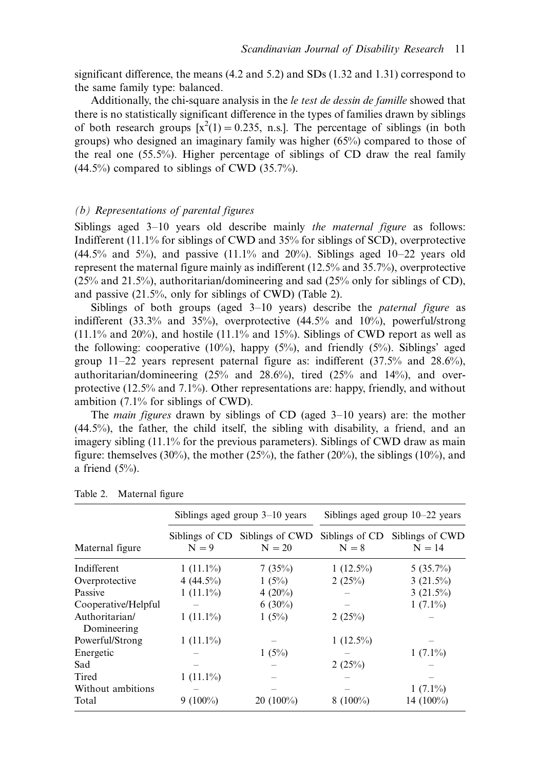significant difference, the means (4.2 and 5.2) and SDs (1.32 and 1.31) correspond to the same family type: balanced.

Additionally, the chi-square analysis in the *le test de dessin de famille* showed that there is no statistically significant difference in the types of families drawn by siblings of both research groups [$x^2(1) = 0.235$, n.s.]. The percentage of siblings (in both groups) who designed an imaginary family was higher (65%) compared to those of the real one (55.5%). Higher percentage of siblings of CD draw the real family (44.5%) compared to siblings of CWD (35.7%).

### (b) Representations of parental figures

Siblings aged 3–10 years old describe mainly *the maternal figure* as follows: Indifferent (11.1% for siblings of CWD and 35% for siblings of SCD), overprotective (44.5% and 5%), and passive (11.1% and 20%). Siblings aged 10–22 years old represent the maternal figure mainly as indifferent (12.5% and 35.7%), overprotective (25% and 21.5%), authoritarian/domineering and sad (25% only for siblings of CD), and passive (21.5%, only for siblings of CWD) (Table 2).

Siblings of both groups (aged 3–10 years) describe the *paternal figure* as indifferent (33.3% and 35%), overprotective (44.5% and 10%), powerful/strong (11.1% and 20%), and hostile (11.1% and 15%). Siblings of CWD report as well as the following: cooperative (10%), happy (5%), and friendly (5%). Siblings' aged group 11–22 years represent paternal figure as: indifferent (37.5% and 28.6%), authoritarian/domineering (25% and 28.6%), tired (25% and 14%), and overprotective (12.5% and 7.1%). Other representations are: happy, friendly, and without ambition (7.1% for siblings of CWD).

The *main figures* drawn by siblings of CD (aged 3–10 years) are: the mother (44.5%), the father, the child itself, the sibling with disability, a friend, and an imagery sibling (11.1% for the previous parameters). Siblings of CWD draw as main figure: themselves (30%), the mother (25%), the father (20%), the siblings (10%), and a friend (5%).

Table 2. Maternal figure

| | Siblings aged group 3–10 years | | Siblings aged group 10–22 years | |
|---|---|---|---|---|
| Maternal figure | Siblings of CD N = 9 | Siblings of CWD N = 20 | Siblings of CD N = 8 | Siblings of CWD N = 14 |
| Indifferent | 1 (11.1%) | 7 (35%) | 1 (12.5%) | 5 (35.7%) |
| Overprotective | 4 (44.5%) | 1 (5%) | 2 (25%) | 3 (21.5%) |
| Passive | 1 (11.1%) | 4 (20%) | – | 3 (21.5%) |
| Cooperative/Helpful | – | 6 (30%) | – | 1 (7.1%) |
| Authoritarian/ Domineering | 1 (11.1%) | 1 (5%) | 2 (25%) | – |
| Powerful/Strong | 1 (11.1%) | – | 1 (12.5%) | – |
| Energetic | – | 1 (5%) | – | 1 (7.1%) |
| Sad | – | – | 2 (25%) | – |
| Tired | 1 (11.1%) | – | – | – |
| Without ambitions | – | – | – | 1 (7.1%) |
| Total | 9 (100%) | 20 (100%) | 8 (100%) | 14 (100%) |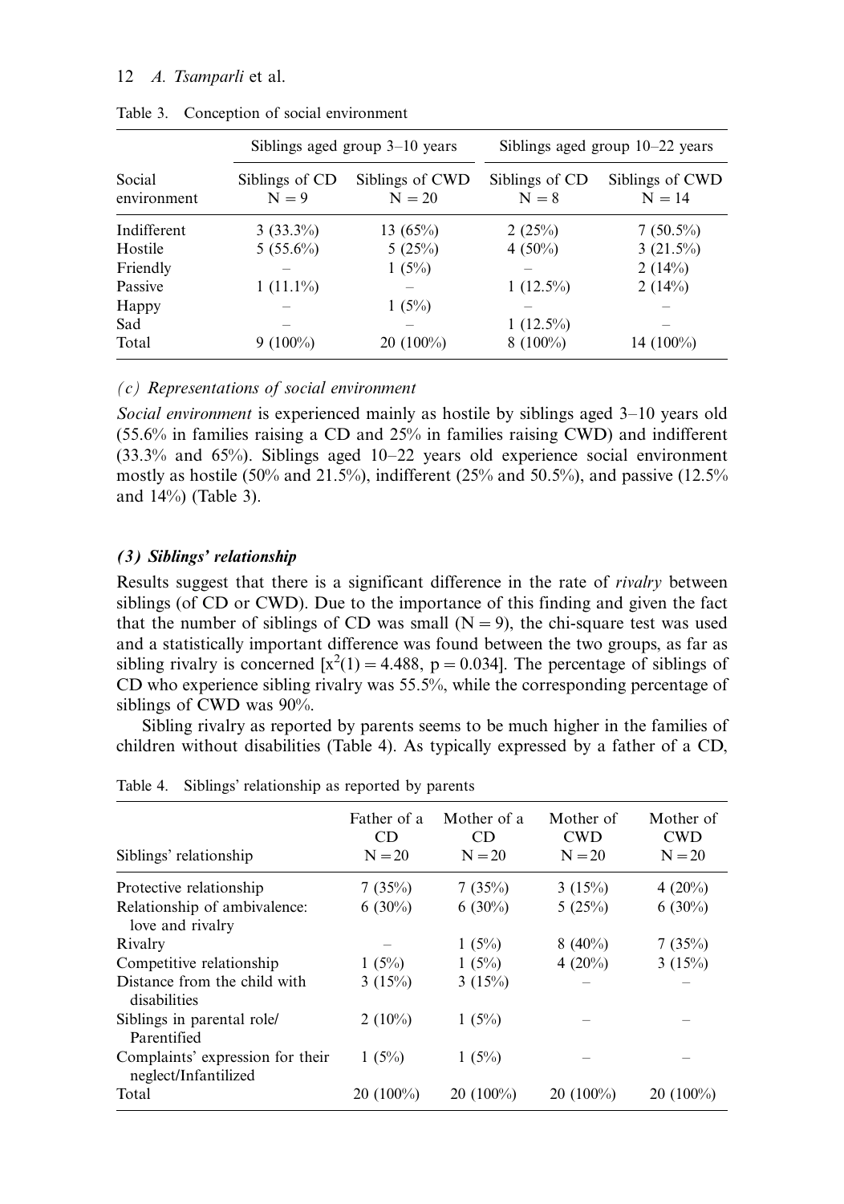Table 3. Conception of social environment

| Social environment | Siblings aged group 3–10 years | | Siblings aged group 10–22 years | |
|---|---|---|---|---|
| | Siblings of CD N = 9 | Siblings of CWD N = 20 | Siblings of CD N = 8 | Siblings of CWD N = 14 |
| Indifferent | 3 (33.3%) | 13 (65%) | 2 (25%) | 7 (50.5%) |
| Hostile | 5 (55.6%) | 5 (25%) | 4 (50%) | 3 (21.5%) |
| Friendly | – | 1 (5%) | – | 2 (14%) |
| Passive | 1 (11.1%) | – | 1 (12.5%) | 2 (14%) |
| Happy | – | 1 (5%) | – | – |
| Sad | – | – | 1 (12.5%) | – |
| Total | 9 (100%) | 20 (100%) | 8 (100%) | 14 (100%) |

### *(c) Representations of social environment*

*Social environment* is experienced mainly as hostile by siblings aged 3–10 years old (55.6% in families raising a CD and 25% in families raising CWD) and indifferent (33.3% and 65%). Siblings aged 10–22 years old experience social environment mostly as hostile (50% and 21.5%), indifferent (25% and 50.5%), and passive (12.5% and 14%) (Table 3).

### ***(3) Siblings' relationship***

Results suggest that there is a significant difference in the rate of *rivalry* between siblings (of CD or CWD). Due to the importance of this finding and given the fact that the number of siblings of CD was small (N = 9), the chi-square test was used and a statistically important difference was found between the two groups, as far as sibling rivalry is concerned [$x^2(1) = 4.488$, $p = 0.034$]. The percentage of siblings of CD who experience sibling rivalry was 55.5%, while the corresponding percentage of siblings of CWD was 90%.

Sibling rivalry as reported by parents seems to be much higher in the families of children without disabilities (Table 4). As typically expressed by a father of a CD,

Table 4. Siblings' relationship as reported by parents

| Siblings' relationship | Father of a CD N = 20 | Mother of a CD N = 20 | Mother of CWD N = 20 | Mother of CWD N = 20 |
|---|---|---|---|---|
| Protective relationship | 7 (35%) | 7 (35%) | 3 (15%) | 4 (20%) |
| Relationship of ambivalence: love and rivalry | 6 (30%) | 6 (30%) | 5 (25%) | 6 (30%) |
| Rivalry | – | 1 (5%) | 8 (40%) | 7 (35%) |
| Competitive relationship | 1 (5%) | 1 (5%) | 4 (20%) | 3 (15%) |
| Distance from the child with disabilities | 3 (15%) | 3 (15%) | – | – |
| Siblings in parental role/ Parentified | 2 (10%) | 1 (5%) | – | – |
| Complaints' expression for their neglect/Infantilized | 1 (5%) | 1 (5%) | – | – |
| Total | 20 (100%) | 20 (100%) | 20 (100%) | 20 (100%) |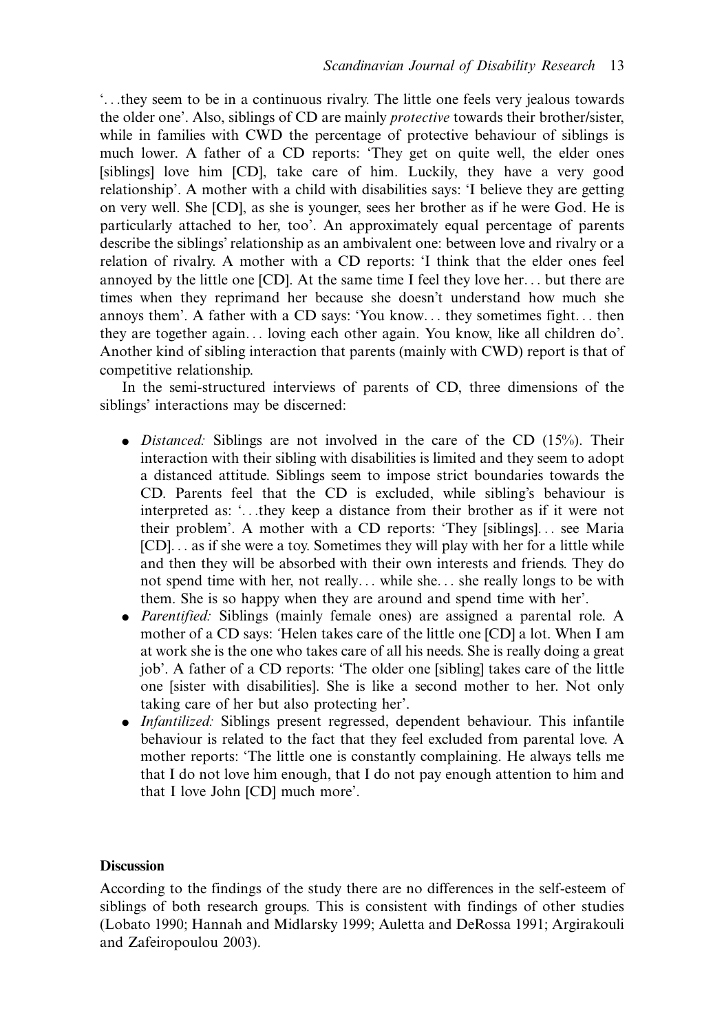'...they seem to be in a continuous rivalry. The little one feels very jealous towards the older one'. Also, siblings of CD are mainly *protective* towards their brother/sister, while in families with CWD the percentage of protective behaviour of siblings is much lower. A father of a CD reports: 'They get on quite well, the elder ones [siblings] love him [CD], take care of him. Luckily, they have a very good relationship'. A mother with a child with disabilities says: 'I believe they are getting on very well. She [CD], as she is younger, sees her brother as if he were God. He is particularly attached to her, too'. An approximately equal percentage of parents describe the siblings' relationship as an ambivalent one: between love and rivalry or a relation of rivalry. A mother with a CD reports: 'I think that the elder ones feel annoyed by the little one [CD]. At the same time I feel they love her... but there are times when they reprimand her because she doesn't understand how much she annoys them'. A father with a CD says: 'You know... they sometimes fight... then they are together again... loving each other again. You know, like all children do'. Another kind of sibling interaction that parents (mainly with CWD) report is that of competitive relationship.

In the semi-structured interviews of parents of CD, three dimensions of the siblings' interactions may be discerned:

- *Distanced:* Siblings are not involved in the care of the CD (15%). Their interaction with their sibling with disabilities is limited and they seem to adopt a distanced attitude. Siblings seem to impose strict boundaries towards the CD. Parents feel that the CD is excluded, while sibling's behaviour is interpreted as: '...they keep a distance from their brother as if it were not their problem'. A mother with a CD reports: 'They [siblings]... see Maria [CD]... as if she were a toy. Sometimes they will play with her for a little while and then they will be absorbed with their own interests and friends. They do not spend time with her, not really... while she... she really longs to be with them. She is so happy when they are around and spend time with her'.
- *Parentified:* Siblings (mainly female ones) are assigned a parental role. A mother of a CD says: 'Helen takes care of the little one [CD] a lot. When I am at work she is the one who takes care of all his needs. She is really doing a great job'. A father of a CD reports: 'The older one [sibling] takes care of the little one [sister with disabilities]. She is like a second mother to her. Not only taking care of her but also protecting her'.
- *Infantilized:* Siblings present regressed, dependent behaviour. This infantile behaviour is related to the fact that they feel excluded from parental love. A mother reports: 'The little one is constantly complaining. He always tells me that I do not love him enough, that I do not pay enough attention to him and that I love John [CD] much more'.

## Discussion

According to the findings of the study there are no differences in the self-esteem of siblings of both research groups. This is consistent with findings of other studies (Lobato 1990; Hannah and Midlarsky 1999; Auletta and DeRossa 1991; Argirakouli and Zafeiropoulou 2003).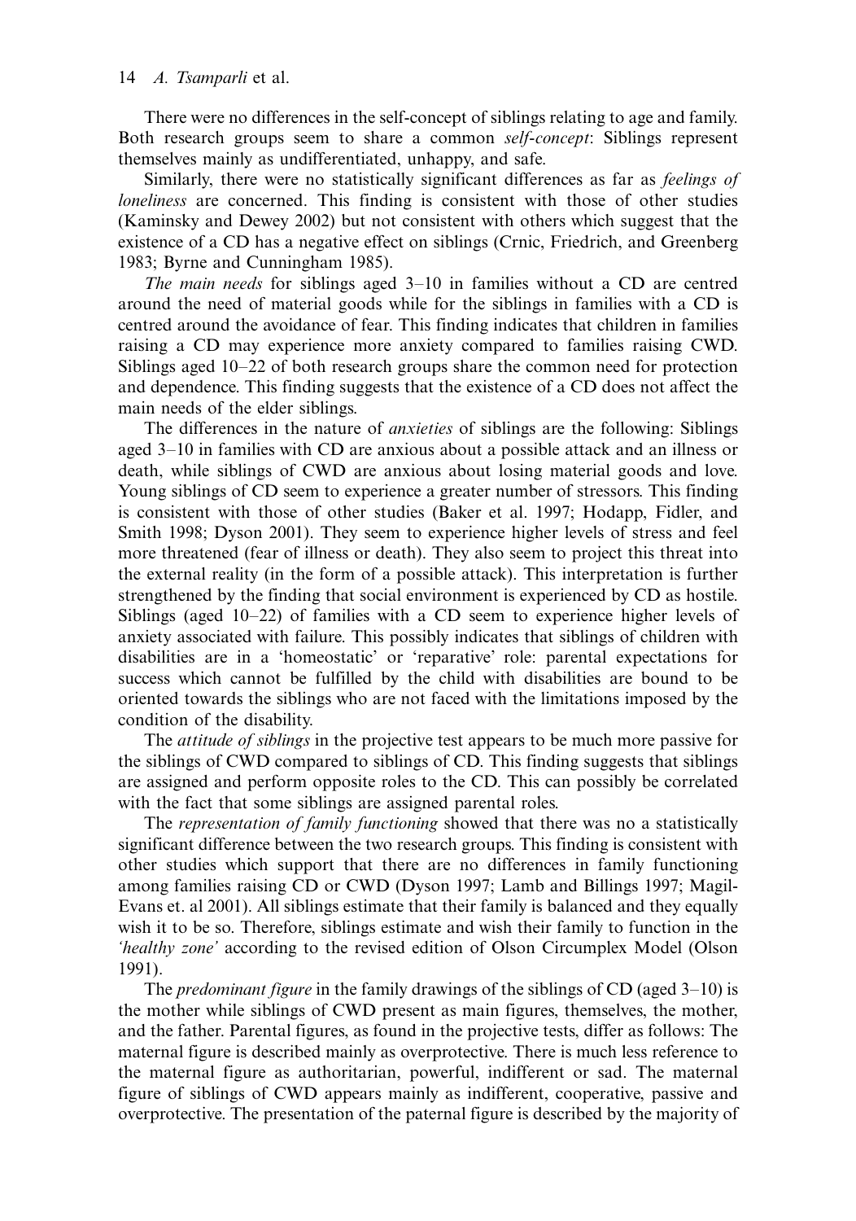There were no differences in the self-concept of siblings relating to age and family. Both research groups seem to share a common *self-concept*: Siblings represent themselves mainly as undifferentiated, unhappy, and safe.

Similarly, there were no statistically significant differences as far as *feelings of loneliness* are concerned. This finding is consistent with those of other studies (Kaminsky and Dewey 2002) but not consistent with others which suggest that the existence of a CD has a negative effect on siblings (Crnic, Friedrich, and Greenberg 1983; Byrne and Cunningham 1985).

*The main needs* for siblings aged 3–10 in families without a CD are centred around the need of material goods while for the siblings in families with a CD is centred around the avoidance of fear. This finding indicates that children in families raising a CD may experience more anxiety compared to families raising CWD. Siblings aged 10–22 of both research groups share the common need for protection and dependence. This finding suggests that the existence of a CD does not affect the main needs of the elder siblings.

The differences in the nature of *anxieties* of siblings are the following: Siblings aged 3–10 in families with CD are anxious about a possible attack and an illness or death, while siblings of CWD are anxious about losing material goods and love. Young siblings of CD seem to experience a greater number of stressors. This finding is consistent with those of other studies (Baker et al. 1997; Hodapp, Fidler, and Smith 1998; Dyson 2001). They seem to experience higher levels of stress and feel more threatened (fear of illness or death). They also seem to project this threat into the external reality (in the form of a possible attack). This interpretation is further strengthened by the finding that social environment is experienced by CD as hostile. Siblings (aged 10–22) of families with a CD seem to experience higher levels of anxiety associated with failure. This possibly indicates that siblings of children with disabilities are in a 'homeostatic' or 'reparative' role: parental expectations for success which cannot be fulfilled by the child with disabilities are bound to be oriented towards the siblings who are not faced with the limitations imposed by the condition of the disability.

The *attitude of siblings* in the projective test appears to be much more passive for the siblings of CWD compared to siblings of CD. This finding suggests that siblings are assigned and perform opposite roles to the CD. This can possibly be correlated with the fact that some siblings are assigned parental roles.

The *representation of family functioning* showed that there was no a statistically significant difference between the two research groups. This finding is consistent with other studies which support that there are no differences in family functioning among families raising CD or CWD (Dyson 1997; Lamb and Billings 1997; Magil-Evans et. al 2001). All siblings estimate that their family is balanced and they equally wish it to be so. Therefore, siblings estimate and wish their family to function in the *'healthy zone'* according to the revised edition of Olson Circumplex Model (Olson 1991).

The *predominant figure* in the family drawings of the siblings of CD (aged 3–10) is the mother while siblings of CWD present as main figures, themselves, the mother, and the father. Parental figures, as found in the projective tests, differ as follows: The maternal figure is described mainly as overprotective. There is much less reference to the maternal figure as authoritarian, powerful, indifferent or sad. The maternal figure of siblings of CWD appears mainly as indifferent, cooperative, passive and overprotective. The presentation of the paternal figure is described by the majority of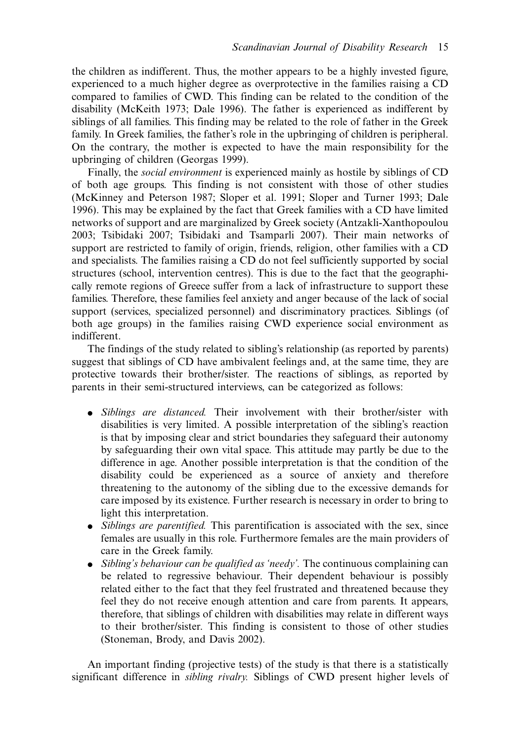the children as indifferent. Thus, the mother appears to be a highly invested figure, experienced to a much higher degree as overprotective in the families raising a CD compared to families of CWD. This finding can be related to the condition of the disability (McKeith 1973; Dale 1996). The father is experienced as indifferent by siblings of all families. This finding may be related to the role of father in the Greek family. In Greek families, the father's role in the upbringing of children is peripheral. On the contrary, the mother is expected to have the main responsibility for the upbringing of children (Georgas 1999).

Finally, the *social environment* is experienced mainly as hostile by siblings of CD of both age groups. This finding is not consistent with those of other studies (McKinney and Peterson 1987; Sloper et al. 1991; Sloper and Turner 1993; Dale 1996). This may be explained by the fact that Greek families with a CD have limited networks of support and are marginalized by Greek society (Antzakli-Xanthopoulou 2003; Tsibidaki 2007; Tsibidaki and Tsamparli 2007). Their main networks of support are restricted to family of origin, friends, religion, other families with a CD and specialists. The families raising a CD do not feel sufficiently supported by social structures (school, intervention centres). This is due to the fact that the geographically remote regions of Greece suffer from a lack of infrastructure to support these families. Therefore, these families feel anxiety and anger because of the lack of social support (services, specialized personnel) and discriminatory practices. Siblings (of both age groups) in the families raising CWD experience social environment as indifferent.

The findings of the study related to sibling's relationship (as reported by parents) suggest that siblings of CD have ambivalent feelings and, at the same time, they are protective towards their brother/sister. The reactions of siblings, as reported by parents in their semi-structured interviews, can be categorized as follows:

- *Siblings are distanced.* Their involvement with their brother/sister with disabilities is very limited. A possible interpretation of the sibling's reaction is that by imposing clear and strict boundaries they safeguard their autonomy by safeguarding their own vital space. This attitude may partly be due to the difference in age. Another possible interpretation is that the condition of the disability could be experienced as a source of anxiety and therefore threatening to the autonomy of the sibling due to the excessive demands for care imposed by its existence. Further research is necessary in order to bring to light this interpretation.
- *Siblings are parentified.* This parentification is associated with the sex, since females are usually in this role. Furthermore females are the main providers of care in the Greek family.
- *Sibling's behaviour can be qualified as 'needy'.* The continuous complaining can be related to regressive behaviour. Their dependent behaviour is possibly related either to the fact that they feel frustrated and threatened because they feel they do not receive enough attention and care from parents. It appears, therefore, that siblings of children with disabilities may relate in different ways to their brother/sister. This finding is consistent to those of other studies (Stoneman, Brody, and Davis 2002).

An important finding (projective tests) of the study is that there is a statistically significant difference in *sibling rivalry.* Siblings of CWD present higher levels of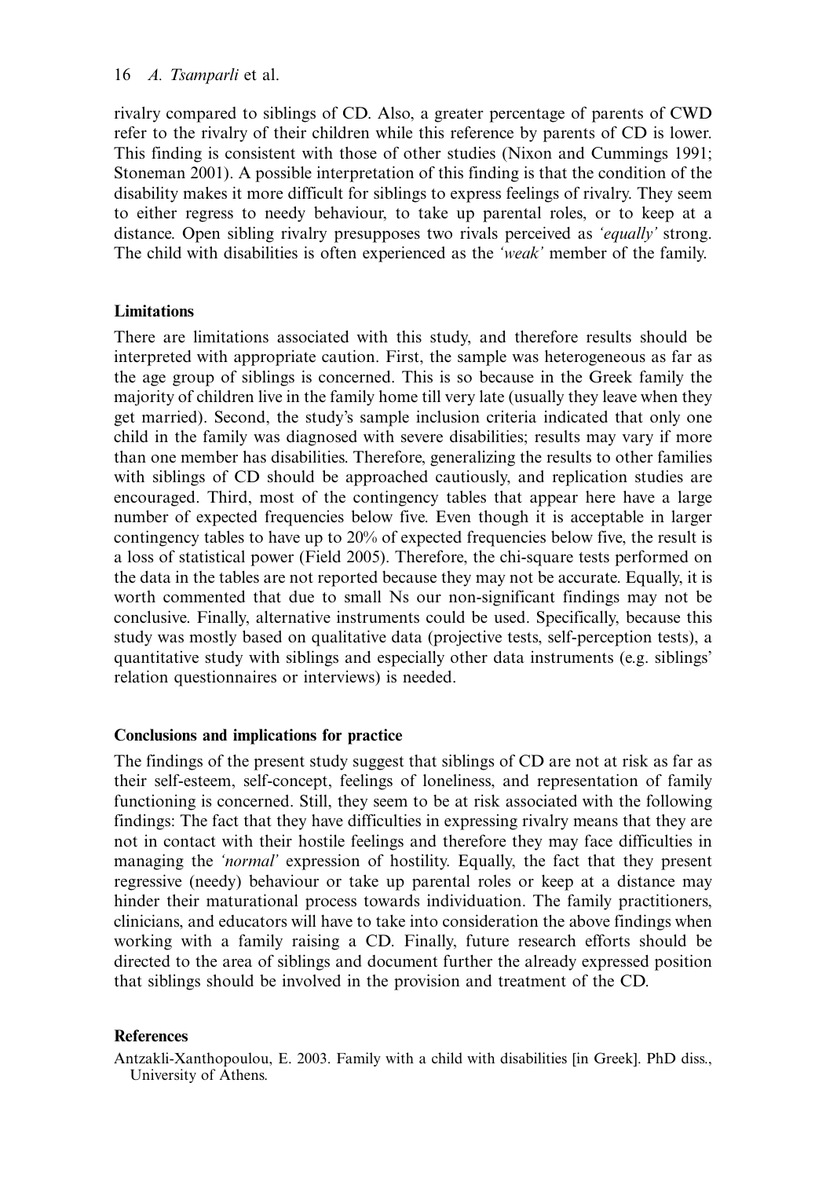rivalry compared to siblings of CD. Also, a greater percentage of parents of CWD refer to the rivalry of their children while this reference by parents of CD is lower. This finding is consistent with those of other studies (Nixon and Cummings 1991; Stoneman 2001). A possible interpretation of this finding is that the condition of the disability makes it more difficult for siblings to express feelings of rivalry. They seem to either regress to needy behaviour, to take up parental roles, or to keep at a distance. Open sibling rivalry presupposes two rivals perceived as *'equally'* strong. The child with disabilities is often experienced as the *'weak'* member of the family.

## Limitations

There are limitations associated with this study, and therefore results should be interpreted with appropriate caution. First, the sample was heterogeneous as far as the age group of siblings is concerned. This is so because in the Greek family the majority of children live in the family home till very late (usually they leave when they get married). Second, the study's sample inclusion criteria indicated that only one child in the family was diagnosed with severe disabilities; results may vary if more than one member has disabilities. Therefore, generalizing the results to other families with siblings of CD should be approached cautiously, and replication studies are encouraged. Third, most of the contingency tables that appear here have a large number of expected frequencies below five. Even though it is acceptable in larger contingency tables to have up to 20% of expected frequencies below five, the result is a loss of statistical power (Field 2005). Therefore, the chi-square tests performed on the data in the tables are not reported because they may not be accurate. Equally, it is worth commented that due to small Ns our non-significant findings may not be conclusive. Finally, alternative instruments could be used. Specifically, because this study was mostly based on qualitative data (projective tests, self-perception tests), a quantitative study with siblings and especially other data instruments (e.g. siblings' relation questionnaires or interviews) is needed.

## Conclusions and implications for practice

The findings of the present study suggest that siblings of CD are not at risk as far as their self-esteem, self-concept, feelings of loneliness, and representation of family functioning is concerned. Still, they seem to be at risk associated with the following findings: The fact that they have difficulties in expressing rivalry means that they are not in contact with their hostile feelings and therefore they may face difficulties in managing the *'normal'* expression of hostility. Equally, the fact that they present regressive (needy) behaviour or take up parental roles or keep at a distance may hinder their maturational process towards individuation. The family practitioners, clinicians, and educators will have to take into consideration the above findings when working with a family raising a CD. Finally, future research efforts should be directed to the area of siblings and document further the already expressed position that siblings should be involved in the provision and treatment of the CD.

## References

Antzakli-Xanthopoulou, E. 2003. Family with a child with disabilities [in Greek]. PhD diss., University of Athens.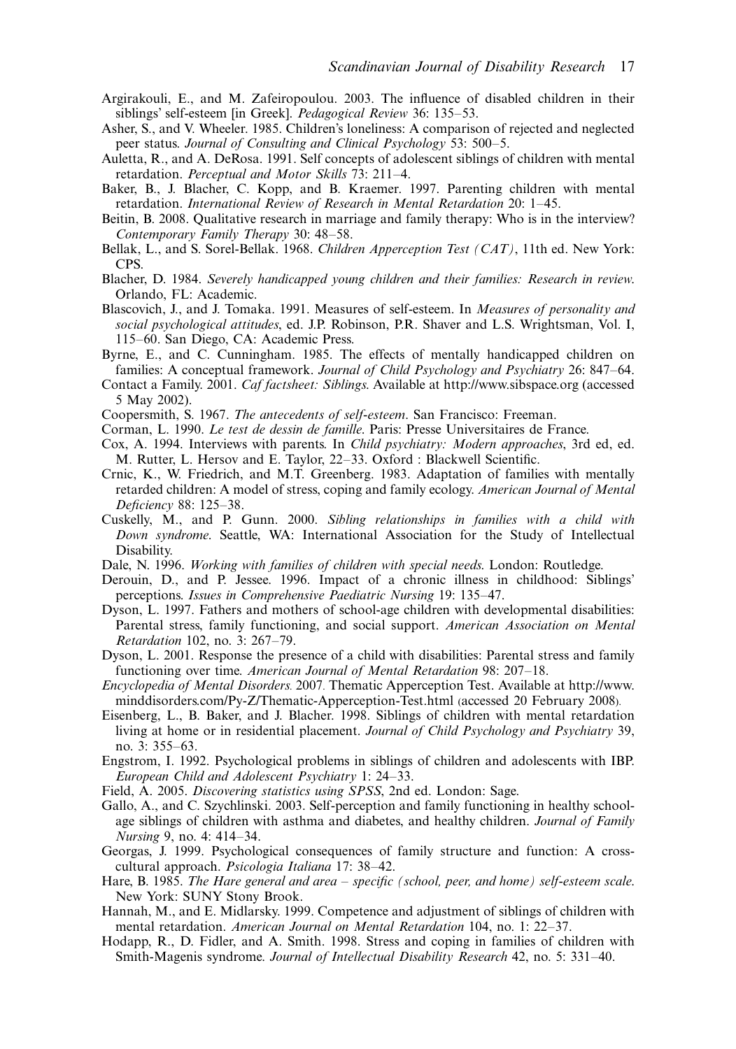Argirakouli, E., and M. Zafeiropoulou. 2003. The influence of disabled children in their siblings' self-esteem [in Greek]. *Pedagogical Review* 36: 135–53.

Asher, S., and V. Wheeler. 1985. Children's loneliness: A comparison of rejected and neglected peer status. *Journal of Consulting and Clinical Psychology* 53: 500–5.

Auletta, R., and A. DeRosa. 1991. Self concepts of adolescent siblings of children with mental retardation. *Perceptual and Motor Skills* 73: 211–4.

Baker, B., J. Blacher, C. Kopp, and B. Kraemer. 1997. Parenting children with mental retardation. *International Review of Research in Mental Retardation* 20: 1–45.

Beitin, B. 2008. Qualitative research in marriage and family therapy: Who is in the interview? *Contemporary Family Therapy* 30: 48–58.

Bellak, L., and S. Sorel-Bellak. 1968. *Children Apperception Test (CAT)*, 11th ed. New York: CPS.

Blacher, D. 1984. *Severely handicapped young children and their families: Research in review*. Orlando, FL: Academic.

Blascovich, J., and J. Tomaka. 1991. Measures of self-esteem. In *Measures of personality and social psychological attitudes*, ed. J.P. Robinson, P.R. Shaver and L.S. Wrightsman, Vol. I, 115–60. San Diego, CA: Academic Press.

Byrne, E., and C. Cunningham. 1985. The effects of mentally handicapped children on families: A conceptual framework. *Journal of Child Psychology and Psychiatry* 26: 847–64.

Contact a Family. 2001. *Caf factsheet: Siblings*. Available at http://www.sibspace.org (accessed 5 May 2002).

Coopersmith, S. 1967. *The antecedents of self-esteem*. San Francisco: Freeman.

Corman, L. 1990. *Le test de dessin de famille*. Paris: Presse Universitaires de France.

Cox, A. 1994. Interviews with parents. In *Child psychiatry: Modern approaches*, 3rd ed, ed. M. Rutter, L. Hersov and E. Taylor, 22–33. Oxford : Blackwell Scientific.

Crnic, K., W. Friedrich, and M.T. Greenberg. 1983. Adaptation of families with mentally retarded children: A model of stress, coping and family ecology. *American Journal of Mental Deficiency* 88: 125–38.

Cuskelly, M., and P. Gunn. 2000. *Sibling relationships in families with a child with Down syndrome*. Seattle, WA: International Association for the Study of Intellectual Disability.

Dale, N. 1996. *Working with families of children with special needs*. London: Routledge.

Derouin, D., and P. Jessee. 1996. Impact of a chronic illness in childhood: Siblings' perceptions. *Issues in Comprehensive Paediatric Nursing* 19: 135–47.

Dyson, L. 1997. Fathers and mothers of school-age children with developmental disabilities: Parental stress, family functioning, and social support. *American Association on Mental Retardation* 102, no. 3: 267–79.

Dyson, L. 2001. Response the presence of a child with disabilities: Parental stress and family functioning over time. *American Journal of Mental Retardation* 98: 207–18.

*Encyclopedia of Mental Disorders*. 2007. Thematic Apperception Test. Available at http://www.minddisorders.com/Py-Z/Thematic-Apperception-Test.html (accessed 20 February 2008).

Eisenberg, L., B. Baker, and J. Blacher. 1998. Siblings of children with mental retardation living at home or in residential placement. *Journal of Child Psychology and Psychiatry* 39, no. 3: 355–63.

Engstrom, I. 1992. Psychological problems in siblings of children and adolescents with IBP. *European Child and Adolescent Psychiatry* 1: 24–33.

Field, A. 2005. *Discovering statistics using SPSS*, 2nd ed. London: Sage.

Gallo, A., and C. Szychlinski. 2003. Self-perception and family functioning in healthy school-age siblings of children with asthma and diabetes, and healthy children. *Journal of Family Nursing* 9, no. 4: 414–34.

Georgas, J. 1999. Psychological consequences of family structure and function: A cross-cultural approach. *Psicologia Italiana* 17: 38–42.

Hare, B. 1985. *The Hare general and area – specific (school, peer, and home) self-esteem scale*. New York: SUNY Stony Brook.

Hannah, M., and E. Midlarsky. 1999. Competence and adjustment of siblings of children with mental retardation. *American Journal on Mental Retardation* 104, no. 1: 22–37.

Hodapp, R., D. Fidler, and A. Smith. 1998. Stress and coping in families of children with Smith-Magenis syndrome. *Journal of Intellectual Disability Research* 42, no. 5: 331–40.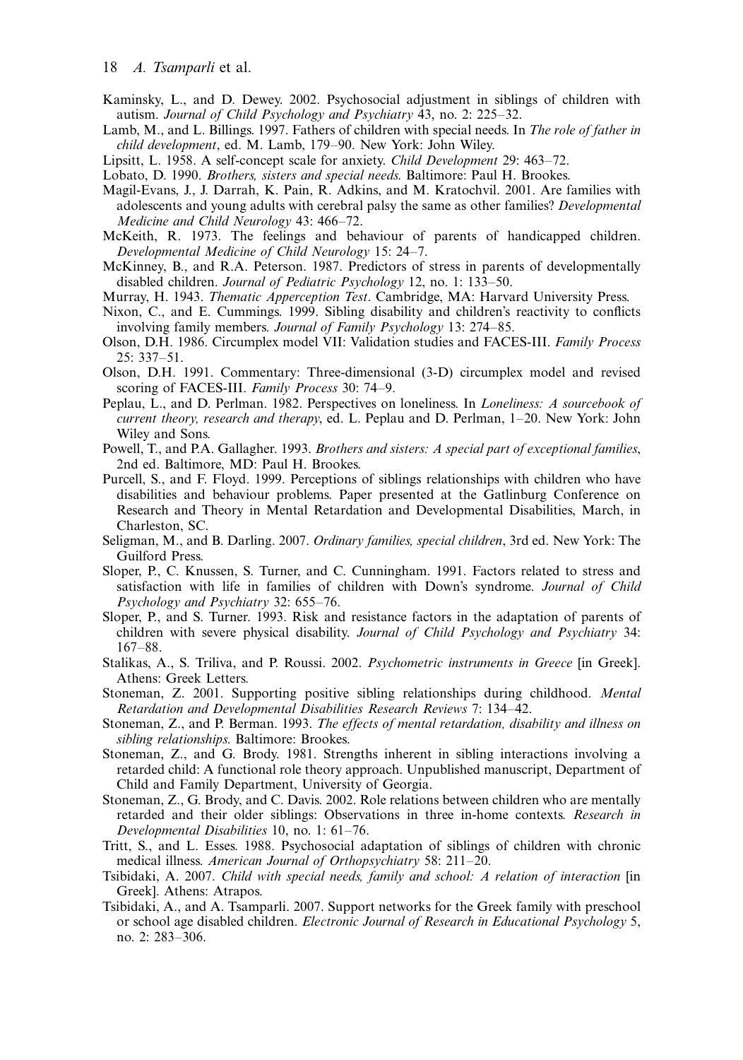Kaminsky, L., and D. Dewey. 2002. Psychosocial adjustment in siblings of children with autism. *Journal of Child Psychology and Psychiatry* 43, no. 2: 225–32.

Lamb, M., and L. Billings. 1997. Fathers of children with special needs. In *The role of father in child development*, ed. M. Lamb, 179–90. New York: John Wiley.

Lipsitt, L. 1958. A self-concept scale for anxiety. *Child Development* 29: 463–72.

Lobato, D. 1990. *Brothers, sisters and special needs*. Baltimore: Paul H. Brookes.

Magil-Evans, J., J. Darrah, K. Pain, R. Adkins, and M. Kratochvil. 2001. Are families with adolescents and young adults with cerebral palsy the same as other families? *Developmental Medicine and Child Neurology* 43: 466–72.

McKeith, R. 1973. The feelings and behaviour of parents of handicapped children. *Developmental Medicine of Child Neurology* 15: 24–7.

McKinney, B., and R.A. Peterson. 1987. Predictors of stress in parents of developmentally disabled children. *Journal of Pediatric Psychology* 12, no. 1: 133–50.

Murray, H. 1943. *Thematic Apperception Test*. Cambridge, MA: Harvard University Press.

Nixon, C., and E. Cummings. 1999. Sibling disability and children's reactivity to conflicts involving family members. *Journal of Family Psychology* 13: 274–85.

Olson, D.H. 1986. Circumplex model VII: Validation studies and FACES-III. *Family Process* 25: 337–51.

Olson, D.H. 1991. Commentary: Three-dimensional (3-D) circumplex model and revised scoring of FACES-III. *Family Process* 30: 74–9.

Peplau, L., and D. Perlman. 1982. Perspectives on loneliness. In *Loneliness: A sourcebook of current theory, research and therapy*, ed. L. Peplau and D. Perlman, 1–20. New York: John Wiley and Sons.

Powell, T., and P.A. Gallagher. 1993. *Brothers and sisters: A special part of exceptional families*, 2nd ed. Baltimore, MD: Paul H. Brookes.

Purcell, S., and F. Floyd. 1999. Perceptions of siblings relationships with children who have disabilities and behaviour problems. Paper presented at the Gatlinburg Conference on Research and Theory in Mental Retardation and Developmental Disabilities, March, in Charleston, SC.

Seligman, M., and B. Darling. 2007. *Ordinary families, special children*, 3rd ed. New York: The Guilford Press.

Sloper, P., C. Knussen, S. Turner, and C. Cunningham. 1991. Factors related to stress and satisfaction with life in families of children with Down's syndrome. *Journal of Child Psychology and Psychiatry* 32: 655–76.

Sloper, P., and S. Turner. 1993. Risk and resistance factors in the adaptation of parents of children with severe physical disability. *Journal of Child Psychology and Psychiatry* 34: 167–88.

Stalikas, A., S. Triliva, and P. Roussi. 2002. *Psychometric instruments in Greece* [in Greek]. Athens: Greek Letters.

Stoneman, Z. 2001. Supporting positive sibling relationships during childhood. *Mental Retardation and Developmental Disabilities Research Reviews* 7: 134–42.

Stoneman, Z., and P. Berman. 1993. *The effects of mental retardation, disability and illness on sibling relationships*. Baltimore: Brookes.

Stoneman, Z., and G. Brody. 1981. Strengths inherent in sibling interactions involving a retarded child: A functional role theory approach. Unpublished manuscript, Department of Child and Family Department, University of Georgia.

Stoneman, Z., G. Brody, and C. Davis. 2002. Role relations between children who are mentally retarded and their older siblings: Observations in three in-home contexts. *Research in Developmental Disabilities* 10, no. 1: 61–76.

Tritt, S., and L. Esses. 1988. Psychosocial adaptation of siblings of children with chronic medical illness. *American Journal of Orthopsychiatry* 58: 211–20.

Tsibidaki, A. 2007. *Child with special needs, family and school: A relation of interaction* [in Greek]. Athens: Atrapos.

Tsibidaki, A., and A. Tsamparli. 2007. Support networks for the Greek family with preschool or school age disabled children. *Electronic Journal of Research in Educational Psychology* 5, no. 2: 283–306.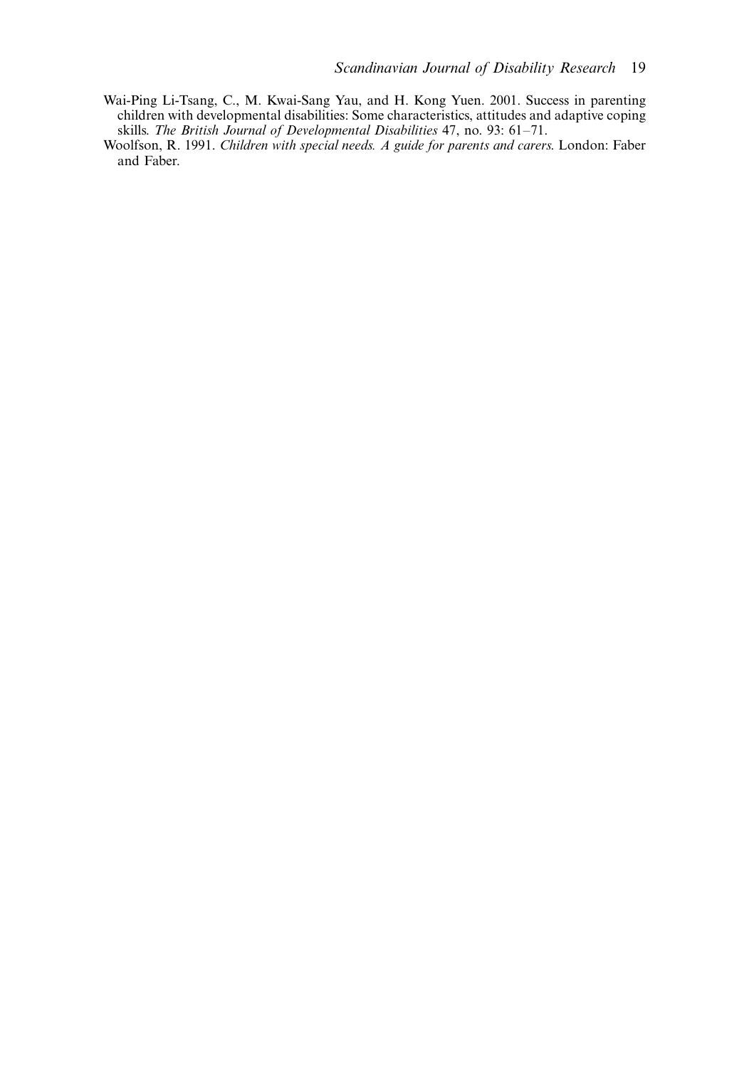Wai-Ping Li-Tsang, C., M. Kwai-Sang Yau, and H. Kong Yuen. 2001. Success in parenting children with developmental disabilities: Some characteristics, attitudes and adaptive coping skills. *The British Journal of Developmental Disabilities* 47, no. 93: 61–71.

Woolfson, R. 1991. *Children with special needs. A guide for parents and carers*. London: Faber and Faber.